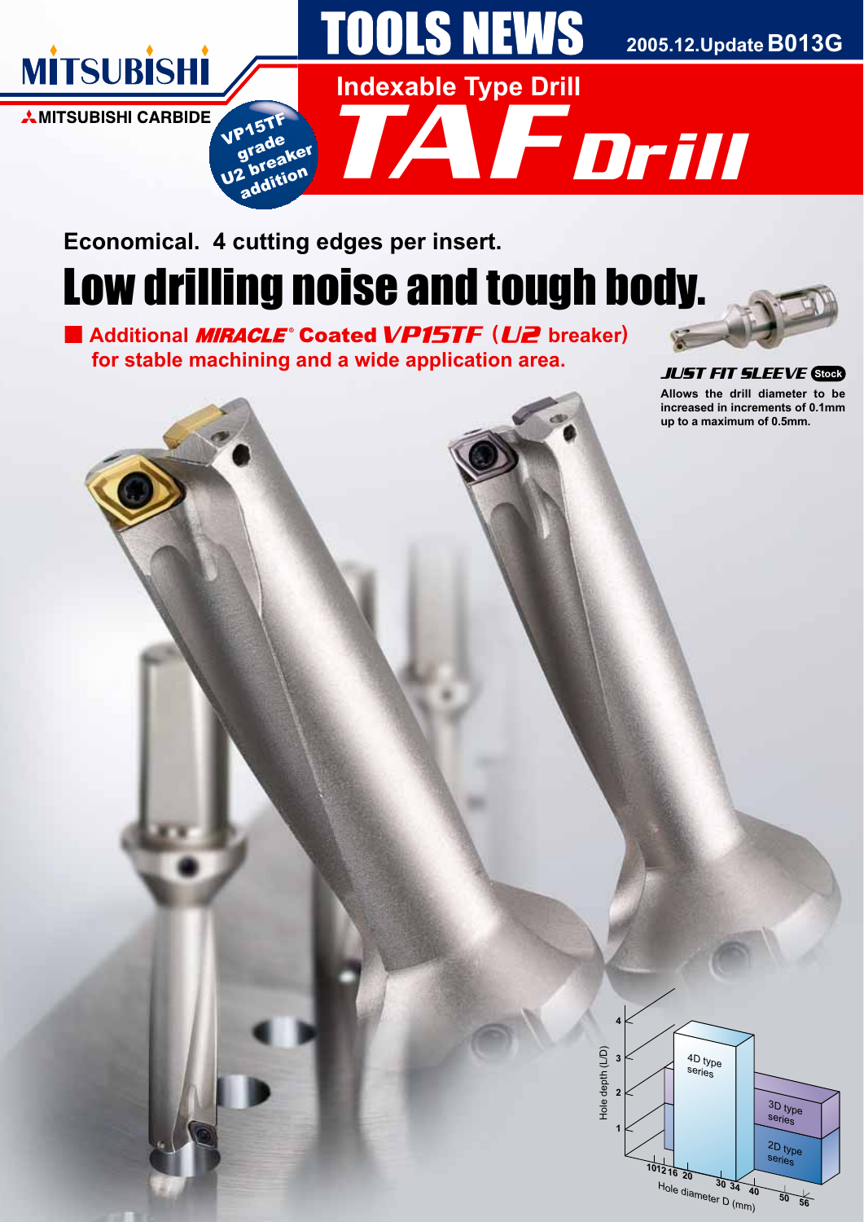MITSUBISHI

MITSUBISHI CARBIDE

# TOOLS NEWS

2005.12.Update B013G

VP15TF grade U2 breaker addition

## Indexable Type Drill

# TAF Drill

**Economical. 4 cutting edges per insert.**

# Low drilling noise and tough body.

**■ Additional *MIRACLE*® Coated *VP15TF* (*U2* breaker) for stable machining and a wide application area.**

***JUST FIT SLEEVE*** Stock

**Allows the drill diameter to be increased in increments of 0.1mm up to a maximum of 0.5mm.**

4D type series

3D type series

2D type series

Hole depth (L/D)

Hole diameter D (mm)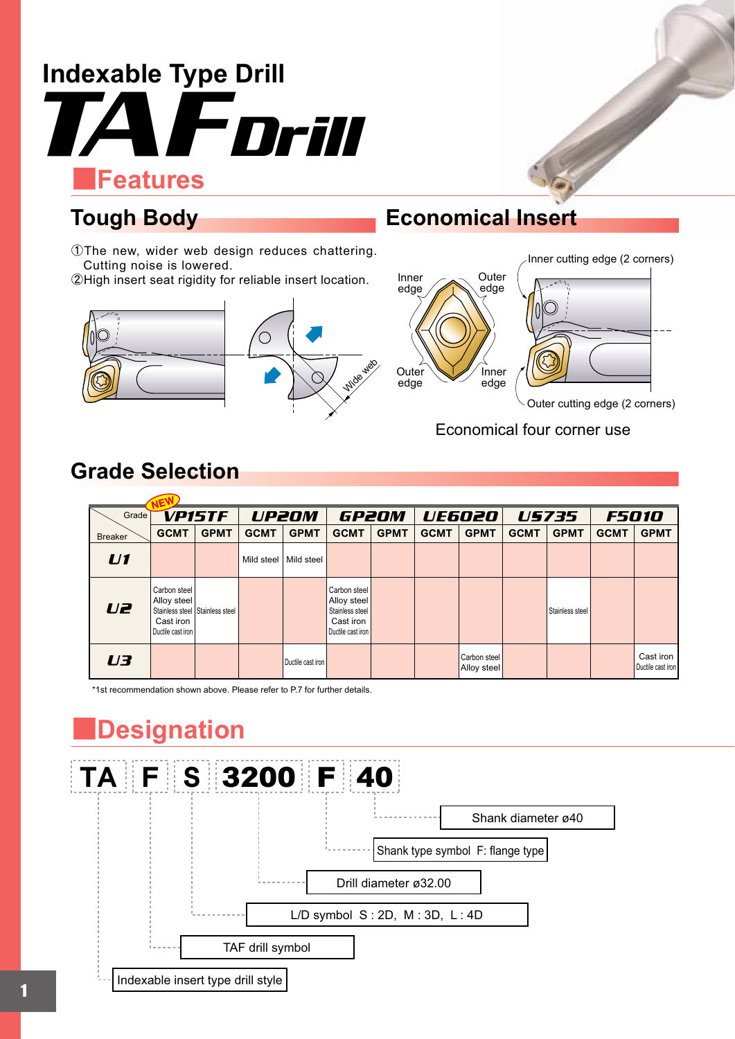# Indexable Type Drill

# TAF Drill

## Features

### Tough Body

①The new, wider web design reduces chattering. Cutting noise is lowered.
②High insert seat rigidity for reliable insert location.

Wide web

### Economical Insert

Inner edge, Outer edge, Outer edge, Inner edge

Inner cutting edge (2 corners)

Outer cutting edge (2 corners)

Economical four corner use

### Grade Selection

| Breaker \ Grade | VP15TF (NEW) | | UP20M | | GP20M | | UE6020 | | US735 | | F5010 | |
|---|---|---|---|---|---|---|---|---|---|---|---|---|
| | GCMT | GPMT | GCMT | GPMT | GCMT | GPMT | GCMT | GPMT | GCMT | GPMT | GCMT | GPMT |
| U1 | | | Mild steel | Mild steel | | | | | | | | |
| U2 | Carbon steel Alloy steel Stainless steel Cast iron Ductile cast iron | Stainless steel | | | Carbon steel Alloy steel Stainless steel Cast iron Ductile cast iron | | | | | Stainless steel | | |
| U3 | | | | Ductile cast iron | | | | Carbon steel Alloy steel | | | | Cast iron Ductile cast iron |

*1st recommendation shown above. Please refer to P.7 for further details.

## Designation

**TA F S 3200 F 40**

- TA: Indexable insert type drill style
- F: TAF drill symbol
- S: L/D symbol S : 2D, M : 3D, L : 4D
- 3200: Drill diameter ø32.00
- F: Shank type symbol F: flange type
- 40: Shank diameter ø40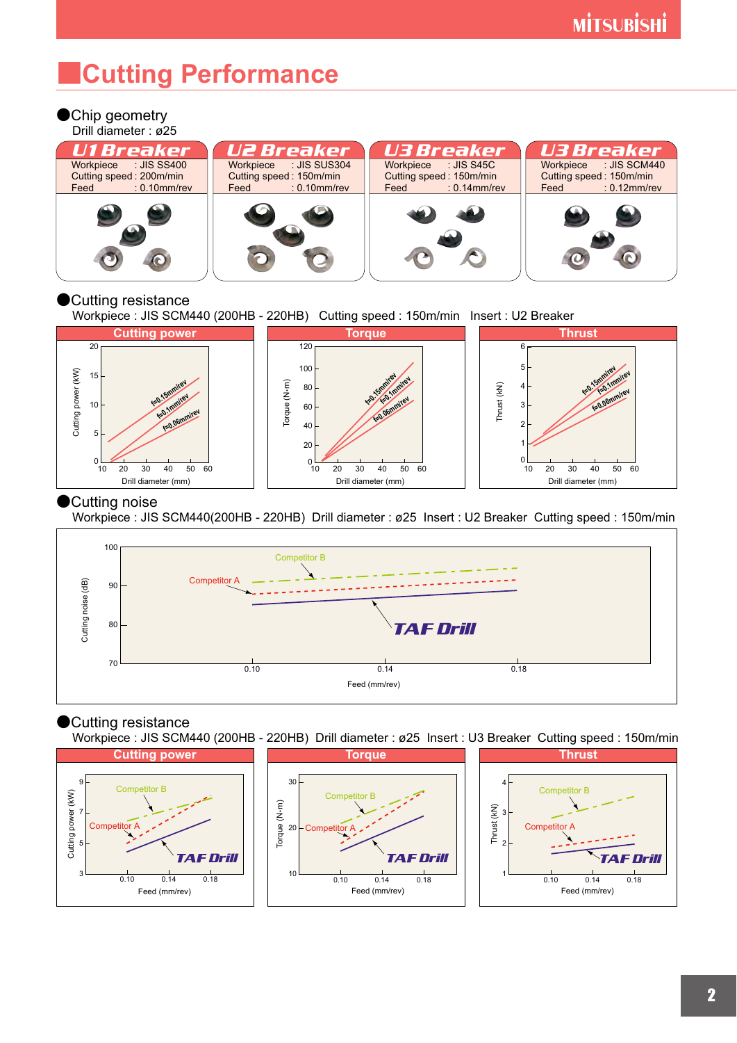# Cutting Performance

## ●Chip geometry

Drill diameter : ø25

| U1 Breaker | U2 Breaker | U3 Breaker | U3 Breaker |
|---|---|---|---|
| Workpiece : JIS SS400 | Workpiece : JIS SUS304 | Workpiece : JIS S45C | Workpiece : JIS SCM440 |
| Cutting speed : 200m/min | Cutting speed : 150m/min | Cutting speed : 150m/min | Cutting speed : 150m/min |
| Feed : 0.10mm/rev | Feed : 0.10mm/rev | Feed : 0.14mm/rev | Feed : 0.12mm/rev |

## ●Cutting resistance

Workpiece : JIS SCM440 (200HB - 220HB) Cutting speed : 150m/min Insert : U2 Breaker

**Cutting power** — Cutting power (kW) vs. Drill diameter (mm); f=0.15mm/rev, f=0.1mm/rev, f=0.06mm/rev

**Torque** — Torque (N·m) vs. Drill diameter (mm); f=0.15mm/rev, f=0.1mm/rev, f=0.06mm/rev

**Thrust** — Thrust (kN) vs. Drill diameter (mm); f=0.15mm/rev, f=0.1mm/rev, f=0.06mm/rev

## ●Cutting noise

Workpiece : JIS SCM440(200HB - 220HB) Drill diameter : ø25 Insert : U2 Breaker Cutting speed : 150m/min

Cutting noise (dB) vs. Feed (mm/rev); Competitor B, Competitor A, TAF Drill

## ●Cutting resistance

Workpiece : JIS SCM440 (200HB - 220HB) Drill diameter : ø25 Insert : U3 Breaker Cutting speed : 150m/min

**Cutting power** — Cutting power (kW) vs. Feed (mm/rev); Competitor B, Competitor A, TAF Drill

**Torque** — Torque (N·m) vs. Feed (mm/rev); Competitor B, Competitor A, TAF Drill

**Thrust** — Thrust (kN) vs. Feed (mm/rev); Competitor B, Competitor A, TAF Drill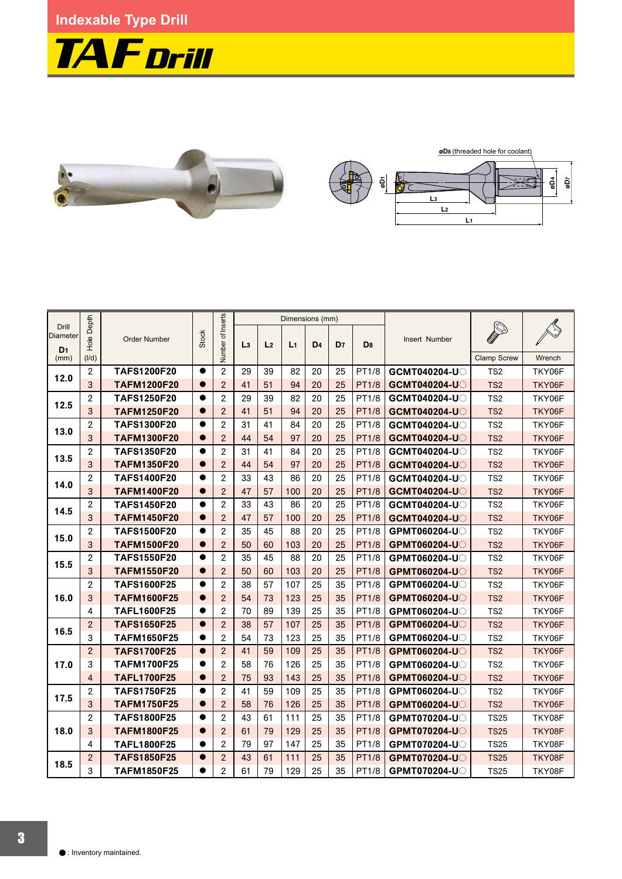# Indexable Type Drill

## TAF Drill

$øD_8$ (threaded hole for coolant)

$øD_1$ $L_3$ $L_2$ $L_1$ $øD_4$ $øD_7$

| Drill Diameter $D_1$ (mm) | Hole Depth (l/d) | Order Number | Stock | Number of Inserts | Dimensions (mm) | | | | | | Insert Number | Clamp Screw | Wrench |
|---|---|---|---|---|---|---|---|---|---|---|---|---|---|
| | | | | | $L_3$ | $L_2$ | $L_1$ | $D_4$ | $D_7$ | $D_8$ | | | |
| 12.0 | 2 | **TAFS1200F20** | ● | 2 | 29 | 39 | 82 | 20 | 25 | PT1/8 | **GCMT040204-U○** | TS2 | TKY06F |
| | 3 | **TAFM1200F20** | ● | 2 | 41 | 51 | 94 | 20 | 25 | PT1/8 | **GCMT040204-U○** | TS2 | TKY06F |
| 12.5 | 2 | **TAFS1250F20** | ● | 2 | 29 | 39 | 82 | 20 | 25 | PT1/8 | **GCMT040204-U○** | TS2 | TKY06F |
| | 3 | **TAFM1250F20** | ● | 2 | 41 | 51 | 94 | 20 | 25 | PT1/8 | **GCMT040204-U○** | TS2 | TKY06F |
| 13.0 | 2 | **TAFS1300F20** | ● | 2 | 31 | 41 | 84 | 20 | 25 | PT1/8 | **GCMT040204-U○** | TS2 | TKY06F |
| | 3 | **TAFM1300F20** | ● | 2 | 44 | 54 | 97 | 20 | 25 | PT1/8 | **GCMT040204-U○** | TS2 | TKY06F |
| 13.5 | 2 | **TAFS1350F20** | ● | 2 | 31 | 41 | 84 | 20 | 25 | PT1/8 | **GCMT040204-U○** | TS2 | TKY06F |
| | 3 | **TAFM1350F20** | ● | 2 | 44 | 54 | 97 | 20 | 25 | PT1/8 | **GCMT040204-U○** | TS2 | TKY06F |
| 14.0 | 2 | **TAFS1400F20** | ● | 2 | 33 | 43 | 86 | 20 | 25 | PT1/8 | **GCMT040204-U○** | TS2 | TKY06F |
| | 3 | **TAFM1400F20** | ● | 2 | 47 | 57 | 100 | 20 | 25 | PT1/8 | **GCMT040204-U○** | TS2 | TKY06F |
| 14.5 | 2 | **TAFS1450F20** | ● | 2 | 33 | 43 | 86 | 20 | 25 | PT1/8 | **GCMT040204-U○** | TS2 | TKY06F |
| | 3 | **TAFM1450F20** | ● | 2 | 47 | 57 | 100 | 20 | 25 | PT1/8 | **GCMT040204-U○** | TS2 | TKY06F |
| 15.0 | 2 | **TAFS1500F20** | ● | 2 | 35 | 45 | 88 | 20 | 25 | PT1/8 | **GPMT060204-U○** | TS2 | TKY06F |
| | 3 | **TAFM1500F20** | ● | 2 | 50 | 60 | 103 | 20 | 25 | PT1/8 | **GPMT060204-U○** | TS2 | TKY06F |
| 15.5 | 2 | **TAFS1550F20** | ● | 2 | 35 | 45 | 88 | 20 | 25 | PT1/8 | **GPMT060204-U○** | TS2 | TKY06F |
| | 3 | **TAFM1550F20** | ● | 2 | 50 | 60 | 103 | 20 | 25 | PT1/8 | **GPMT060204-U○** | TS2 | TKY06F |
| 16.0 | 2 | **TAFS1600F25** | ● | 2 | 38 | 57 | 107 | 25 | 35 | PT1/8 | **GPMT060204-U○** | TS2 | TKY06F |
| | 3 | **TAFM1600F25** | ● | 2 | 54 | 73 | 123 | 25 | 35 | PT1/8 | **GPMT060204-U○** | TS2 | TKY06F |
| | 4 | **TAFL1600F25** | ● | 2 | 70 | 89 | 139 | 25 | 35 | PT1/8 | **GPMT060204-U○** | TS2 | TKY06F |
| 16.5 | 2 | **TAFS1650F25** | ● | 2 | 38 | 57 | 107 | 25 | 35 | PT1/8 | **GPMT060204-U○** | TS2 | TKY06F |
| | 3 | **TAFM1650F25** | ● | 2 | 54 | 73 | 123 | 25 | 35 | PT1/8 | **GPMT060204-U○** | TS2 | TKY06F |
| 17.0 | 2 | **TAFS1700F25** | ● | 2 | 41 | 59 | 109 | 25 | 35 | PT1/8 | **GPMT060204-U○** | TS2 | TKY06F |
| | 3 | **TAFM1700F25** | ● | 2 | 58 | 76 | 126 | 25 | 35 | PT1/8 | **GPMT060204-U○** | TS2 | TKY06F |
| | 4 | **TAFL1700F25** | ● | 2 | 75 | 93 | 143 | 25 | 35 | PT1/8 | **GPMT060204-U○** | TS2 | TKY06F |
| 17.5 | 2 | **TAFS1750F25** | ● | 2 | 41 | 59 | 109 | 25 | 35 | PT1/8 | **GPMT060204-U○** | TS2 | TKY06F |
| | 3 | **TAFM1750F25** | ● | 2 | 58 | 76 | 126 | 25 | 35 | PT1/8 | **GPMT060204-U○** | TS2 | TKY06F |
| 18.0 | 2 | **TAFS1800F25** | ● | 2 | 43 | 61 | 111 | 25 | 35 | PT1/8 | **GPMT070204-U○** | TS25 | TKY08F |
| | 3 | **TAFM1800F25** | ● | 2 | 61 | 79 | 129 | 25 | 35 | PT1/8 | **GPMT070204-U○** | TS25 | TKY08F |
| | 4 | **TAFL1800F25** | ● | 2 | 79 | 97 | 147 | 25 | 35 | PT1/8 | **GPMT070204-U○** | TS25 | TKY08F |
| 18.5 | 2 | **TAFS1850F25** | ● | 2 | 43 | 61 | 111 | 25 | 35 | PT1/8 | **GPMT070204-U○** | TS25 | TKY08F |
| | 3 | **TAFM1850F25** | ● | 2 | 61 | 79 | 129 | 25 | 35 | PT1/8 | **GPMT070204-U○** | TS25 | TKY08F |

● : Inventory maintained.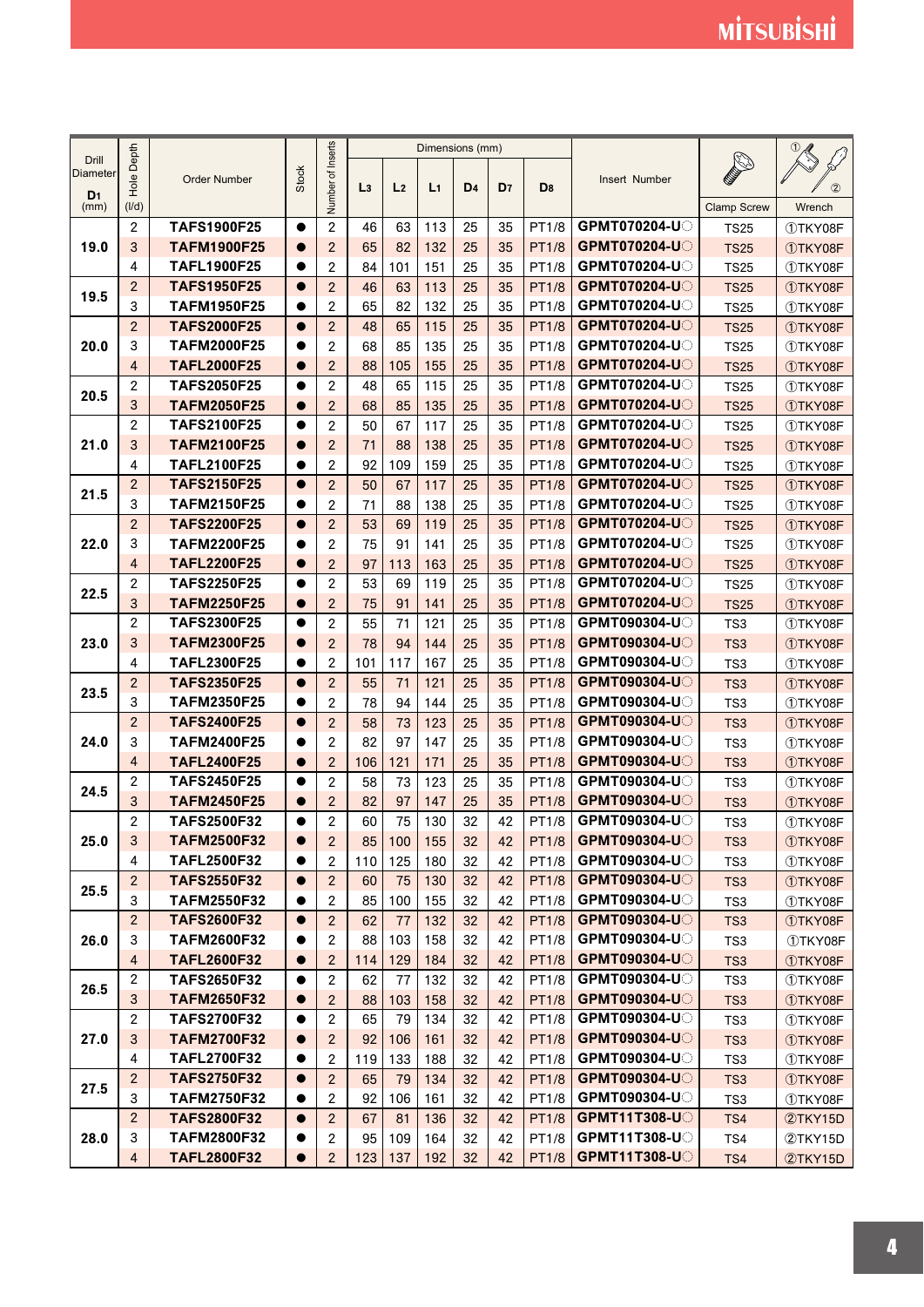| Drill Diameter D1 (mm) | Hole Depth (l/d) | Order Number | Stock | Number of Inserts | Dimensions (mm) | | | | | | Insert Number | Clamp Screw | ① ② Wrench |
|---|---|---|---|---|---|---|---|---|---|---|---|---|---|
| | | | | | L3 | L2 | L1 | D4 | D7 | D8 | | | |
| 19.0 | 2 | TAFS1900F25 | ● | 2 | 46 | 63 | 113 | 25 | 35 | PT1/8 | GPMT070204-U◌ | TS25 | ①TKY08F |
| | 3 | TAFM1900F25 | ● | 2 | 65 | 82 | 132 | 25 | 35 | PT1/8 | GPMT070204-U◌ | TS25 | ①TKY08F |
| | 4 | TAFL1900F25 | ● | 2 | 84 | 101 | 151 | 25 | 35 | PT1/8 | GPMT070204-U◌ | TS25 | ①TKY08F |
| 19.5 | 2 | TAFS1950F25 | ● | 2 | 46 | 63 | 113 | 25 | 35 | PT1/8 | GPMT070204-U◌ | TS25 | ①TKY08F |
| | 3 | TAFM1950F25 | ● | 2 | 65 | 82 | 132 | 25 | 35 | PT1/8 | GPMT070204-U◌ | TS25 | ①TKY08F |
| 20.0 | 2 | TAFS2000F25 | ● | 2 | 48 | 65 | 115 | 25 | 35 | PT1/8 | GPMT070204-U◌ | TS25 | ①TKY08F |
| | 3 | TAFM2000F25 | ● | 2 | 68 | 85 | 135 | 25 | 35 | PT1/8 | GPMT070204-U◌ | TS25 | ①TKY08F |
| | 4 | TAFL2000F25 | ● | 2 | 88 | 105 | 155 | 25 | 35 | PT1/8 | GPMT070204-U◌ | TS25 | ①TKY08F |
| 20.5 | 2 | TAFS2050F25 | ● | 2 | 48 | 65 | 115 | 25 | 35 | PT1/8 | GPMT070204-U◌ | TS25 | ①TKY08F |
| | 3 | TAFM2050F25 | ● | 2 | 68 | 85 | 135 | 25 | 35 | PT1/8 | GPMT070204-U◌ | TS25 | ①TKY08F |
| 21.0 | 2 | TAFS2100F25 | ● | 2 | 50 | 67 | 117 | 25 | 35 | PT1/8 | GPMT070204-U◌ | TS25 | ①TKY08F |
| | 3 | TAFM2100F25 | ● | 2 | 71 | 88 | 138 | 25 | 35 | PT1/8 | GPMT070204-U◌ | TS25 | ①TKY08F |
| | 4 | TAFL2100F25 | ● | 2 | 92 | 109 | 159 | 25 | 35 | PT1/8 | GPMT070204-U◌ | TS25 | ①TKY08F |
| 21.5 | 2 | TAFS2150F25 | ● | 2 | 50 | 67 | 117 | 25 | 35 | PT1/8 | GPMT070204-U◌ | TS25 | ①TKY08F |
| | 3 | TAFM2150F25 | ● | 2 | 71 | 88 | 138 | 25 | 35 | PT1/8 | GPMT070204-U◌ | TS25 | ①TKY08F |
| 22.0 | 2 | TAFS2200F25 | ● | 2 | 53 | 69 | 119 | 25 | 35 | PT1/8 | GPMT070204-U◌ | TS25 | ①TKY08F |
| | 3 | TAFM2200F25 | ● | 2 | 75 | 91 | 141 | 25 | 35 | PT1/8 | GPMT070204-U◌ | TS25 | ①TKY08F |
| | 4 | TAFL2200F25 | ● | 2 | 97 | 113 | 163 | 25 | 35 | PT1/8 | GPMT070204-U◌ | TS25 | ①TKY08F |
| 22.5 | 2 | TAFS2250F25 | ● | 2 | 53 | 69 | 119 | 25 | 35 | PT1/8 | GPMT070204-U◌ | TS25 | ①TKY08F |
| | 3 | TAFM2250F25 | ● | 2 | 75 | 91 | 141 | 25 | 35 | PT1/8 | GPMT070204-U◌ | TS25 | ①TKY08F |
| 23.0 | 2 | TAFS2300F25 | ● | 2 | 55 | 71 | 121 | 25 | 35 | PT1/8 | GPMT090304-U◌ | TS3 | ①TKY08F |
| | 3 | TAFM2300F25 | ● | 2 | 78 | 94 | 144 | 25 | 35 | PT1/8 | GPMT090304-U◌ | TS3 | ①TKY08F |
| | 4 | TAFL2300F25 | ● | 2 | 101 | 117 | 167 | 25 | 35 | PT1/8 | GPMT090304-U◌ | TS3 | ①TKY08F |
| 23.5 | 2 | TAFS2350F25 | ● | 2 | 55 | 71 | 121 | 25 | 35 | PT1/8 | GPMT090304-U◌ | TS3 | ①TKY08F |
| | 3 | TAFM2350F25 | ● | 2 | 78 | 94 | 144 | 25 | 35 | PT1/8 | GPMT090304-U◌ | TS3 | ①TKY08F |
| 24.0 | 2 | TAFS2400F25 | ● | 2 | 58 | 73 | 123 | 25 | 35 | PT1/8 | GPMT090304-U◌ | TS3 | ①TKY08F |
| | 3 | TAFM2400F25 | ● | 2 | 82 | 97 | 147 | 25 | 35 | PT1/8 | GPMT090304-U◌ | TS3 | ①TKY08F |
| | 4 | TAFL2400F25 | ● | 2 | 106 | 121 | 171 | 25 | 35 | PT1/8 | GPMT090304-U◌ | TS3 | ①TKY08F |
| 24.5 | 2 | TAFS2450F25 | ● | 2 | 58 | 73 | 123 | 25 | 35 | PT1/8 | GPMT090304-U◌ | TS3 | ①TKY08F |
| | 3 | TAFM2450F25 | ● | 2 | 82 | 97 | 147 | 25 | 35 | PT1/8 | GPMT090304-U◌ | TS3 | ①TKY08F |
| 25.0 | 2 | TAFS2500F32 | ● | 2 | 60 | 75 | 130 | 32 | 42 | PT1/8 | GPMT090304-U◌ | TS3 | ①TKY08F |
| | 3 | TAFM2500F32 | ● | 2 | 85 | 100 | 155 | 32 | 42 | PT1/8 | GPMT090304-U◌ | TS3 | ①TKY08F |
| | 4 | TAFL2500F32 | ● | 2 | 110 | 125 | 180 | 32 | 42 | PT1/8 | GPMT090304-U◌ | TS3 | ①TKY08F |
| 25.5 | 2 | TAFS2550F32 | ● | 2 | 60 | 75 | 130 | 32 | 42 | PT1/8 | GPMT090304-U◌ | TS3 | ①TKY08F |
| | 3 | TAFM2550F32 | ● | 2 | 85 | 100 | 155 | 32 | 42 | PT1/8 | GPMT090304-U◌ | TS3 | ①TKY08F |
| 26.0 | 2 | TAFS2600F32 | ● | 2 | 62 | 77 | 132 | 32 | 42 | PT1/8 | GPMT090304-U◌ | TS3 | ①TKY08F |
| | 3 | TAFM2600F32 | ● | 2 | 88 | 103 | 158 | 32 | 42 | PT1/8 | GPMT090304-U◌ | TS3 | ①TKY08F |
| | 4 | TAFL2600F32 | ● | 2 | 114 | 129 | 184 | 32 | 42 | PT1/8 | GPMT090304-U◌ | TS3 | ①TKY08F |
| 26.5 | 2 | TAFS2650F32 | ● | 2 | 62 | 77 | 132 | 32 | 42 | PT1/8 | GPMT090304-U◌ | TS3 | ①TKY08F |
| | 3 | TAFM2650F32 | ● | 2 | 88 | 103 | 158 | 32 | 42 | PT1/8 | GPMT090304-U◌ | TS3 | ①TKY08F |
| 27.0 | 2 | TAFS2700F32 | ● | 2 | 65 | 79 | 134 | 32 | 42 | PT1/8 | GPMT090304-U◌ | TS3 | ①TKY08F |
| | 3 | TAFM2700F32 | ● | 2 | 92 | 106 | 161 | 32 | 42 | PT1/8 | GPMT090304-U◌ | TS3 | ①TKY08F |
| | 4 | TAFL2700F32 | ● | 2 | 119 | 133 | 188 | 32 | 42 | PT1/8 | GPMT090304-U◌ | TS3 | ①TKY08F |
| 27.5 | 2 | TAFS2750F32 | ● | 2 | 65 | 79 | 134 | 32 | 42 | PT1/8 | GPMT090304-U◌ | TS3 | ①TKY08F |
| | 3 | TAFM2750F32 | ● | 2 | 92 | 106 | 161 | 32 | 42 | PT1/8 | GPMT090304-U◌ | TS3 | ①TKY08F |
| 28.0 | 2 | TAFS2800F32 | ● | 2 | 67 | 81 | 136 | 32 | 42 | PT1/8 | GPMT11T308-U◌ | TS4 | ②TKY15D |
| | 3 | TAFM2800F32 | ● | 2 | 95 | 109 | 164 | 32 | 42 | PT1/8 | GPMT11T308-U◌ | TS4 | ②TKY15D |
| | 4 | TAFL2800F32 | ● | 2 | 123 | 137 | 192 | 32 | 42 | PT1/8 | GPMT11T308-U◌ | TS4 | ②TKY15D |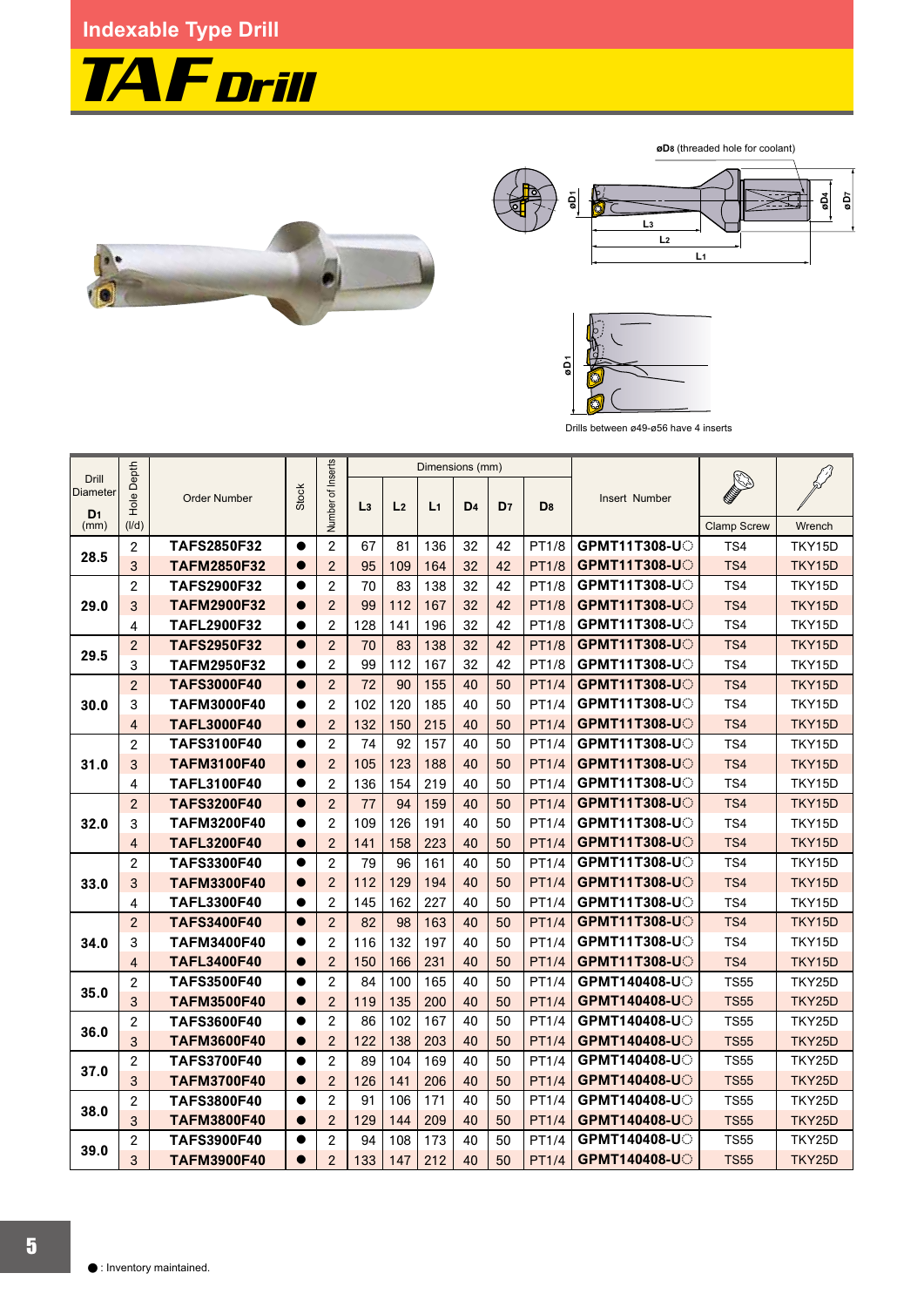# Indexable Type Drill

## TAF Drill

øD8 (threaded hole for coolant)

Drills between ø49-ø56 have 4 inserts

| Drill Diameter D1 (mm) | Hole Depth (l/d) | Order Number | Stock | Number of Inserts | L3 | L2 | L1 | D4 | D7 | D8 | Insert Number | Clamp Screw | Wrench |
|---|---|---|---|---|---|---|---|---|---|---|---|---|---|
| 28.5 | 2 | TAFS2850F32 | ● | 2 | 67 | 81 | 136 | 32 | 42 | PT1/8 | GPMT11T308-U○ | TS4 | TKY15D |
| | 3 | TAFM2850F32 | ● | 2 | 95 | 109 | 164 | 32 | 42 | PT1/8 | GPMT11T308-U○ | TS4 | TKY15D |
| 29.0 | 2 | TAFS2900F32 | ● | 2 | 70 | 83 | 138 | 32 | 42 | PT1/8 | GPMT11T308-U○ | TS4 | TKY15D |
| | 3 | TAFM2900F32 | ● | 2 | 99 | 112 | 167 | 32 | 42 | PT1/8 | GPMT11T308-U○ | TS4 | TKY15D |
| | 4 | TAFL2900F32 | ● | 2 | 128 | 141 | 196 | 32 | 42 | PT1/8 | GPMT11T308-U○ | TS4 | TKY15D |
| 29.5 | 2 | TAFS2950F32 | ● | 2 | 70 | 83 | 138 | 32 | 42 | PT1/8 | GPMT11T308-U○ | TS4 | TKY15D |
| | 3 | TAFM2950F32 | ● | 2 | 99 | 112 | 167 | 32 | 42 | PT1/8 | GPMT11T308-U○ | TS4 | TKY15D |
| 30.0 | 2 | TAFS3000F40 | ● | 2 | 72 | 90 | 155 | 40 | 50 | PT1/4 | GPMT11T308-U○ | TS4 | TKY15D |
| | 3 | TAFM3000F40 | ● | 2 | 102 | 120 | 185 | 40 | 50 | PT1/4 | GPMT11T308-U○ | TS4 | TKY15D |
| | 4 | TAFL3000F40 | ● | 2 | 132 | 150 | 215 | 40 | 50 | PT1/4 | GPMT11T308-U○ | TS4 | TKY15D |
| 31.0 | 2 | TAFS3100F40 | ● | 2 | 74 | 92 | 157 | 40 | 50 | PT1/4 | GPMT11T308-U○ | TS4 | TKY15D |
| | 3 | TAFM3100F40 | ● | 2 | 105 | 123 | 188 | 40 | 50 | PT1/4 | GPMT11T308-U○ | TS4 | TKY15D |
| | 4 | TAFL3100F40 | ● | 2 | 136 | 154 | 219 | 40 | 50 | PT1/4 | GPMT11T308-U○ | TS4 | TKY15D |
| 32.0 | 2 | TAFS3200F40 | ● | 2 | 77 | 94 | 159 | 40 | 50 | PT1/4 | GPMT11T308-U○ | TS4 | TKY15D |
| | 3 | TAFM3200F40 | ● | 2 | 109 | 126 | 191 | 40 | 50 | PT1/4 | GPMT11T308-U○ | TS4 | TKY15D |
| | 4 | TAFL3200F40 | ● | 2 | 141 | 158 | 223 | 40 | 50 | PT1/4 | GPMT11T308-U○ | TS4 | TKY15D |
| 33.0 | 2 | TAFS3300F40 | ● | 2 | 79 | 96 | 161 | 40 | 50 | PT1/4 | GPMT11T308-U○ | TS4 | TKY15D |
| | 3 | TAFM3300F40 | ● | 2 | 112 | 129 | 194 | 40 | 50 | PT1/4 | GPMT11T308-U○ | TS4 | TKY15D |
| | 4 | TAFL3300F40 | ● | 2 | 145 | 162 | 227 | 40 | 50 | PT1/4 | GPMT11T308-U○ | TS4 | TKY15D |
| 34.0 | 2 | TAFS3400F40 | ● | 2 | 82 | 98 | 163 | 40 | 50 | PT1/4 | GPMT11T308-U○ | TS4 | TKY15D |
| | 3 | TAFM3400F40 | ● | 2 | 116 | 132 | 197 | 40 | 50 | PT1/4 | GPMT11T308-U○ | TS4 | TKY15D |
| | 4 | TAFL3400F40 | ● | 2 | 150 | 166 | 231 | 40 | 50 | PT1/4 | GPMT11T308-U○ | TS4 | TKY15D |
| 35.0 | 2 | TAFS3500F40 | ● | 2 | 84 | 100 | 165 | 40 | 50 | PT1/4 | GPMT140408-U○ | TS55 | TKY25D |
| | 3 | TAFM3500F40 | ● | 2 | 119 | 135 | 200 | 40 | 50 | PT1/4 | GPMT140408-U○ | TS55 | TKY25D |
| 36.0 | 2 | TAFS3600F40 | ● | 2 | 86 | 102 | 167 | 40 | 50 | PT1/4 | GPMT140408-U○ | TS55 | TKY25D |
| | 3 | TAFM3600F40 | ● | 2 | 122 | 138 | 203 | 40 | 50 | PT1/4 | GPMT140408-U○ | TS55 | TKY25D |
| 37.0 | 2 | TAFS3700F40 | ● | 2 | 89 | 104 | 169 | 40 | 50 | PT1/4 | GPMT140408-U○ | TS55 | TKY25D |
| | 3 | TAFM3700F40 | ● | 2 | 126 | 141 | 206 | 40 | 50 | PT1/4 | GPMT140408-U○ | TS55 | TKY25D |
| 38.0 | 2 | TAFS3800F40 | ● | 2 | 91 | 106 | 171 | 40 | 50 | PT1/4 | GPMT140408-U○ | TS55 | TKY25D |
| | 3 | TAFM3800F40 | ● | 2 | 129 | 144 | 209 | 40 | 50 | PT1/4 | GPMT140408-U○ | TS55 | TKY25D |
| 39.0 | 2 | TAFS3900F40 | ● | 2 | 94 | 108 | 173 | 40 | 50 | PT1/4 | GPMT140408-U○ | TS55 | TKY25D |
| | 3 | TAFM3900F40 | ● | 2 | 133 | 147 | 212 | 40 | 50 | PT1/4 | GPMT140408-U○ | TS55 | TKY25D |

●: Inventory maintained.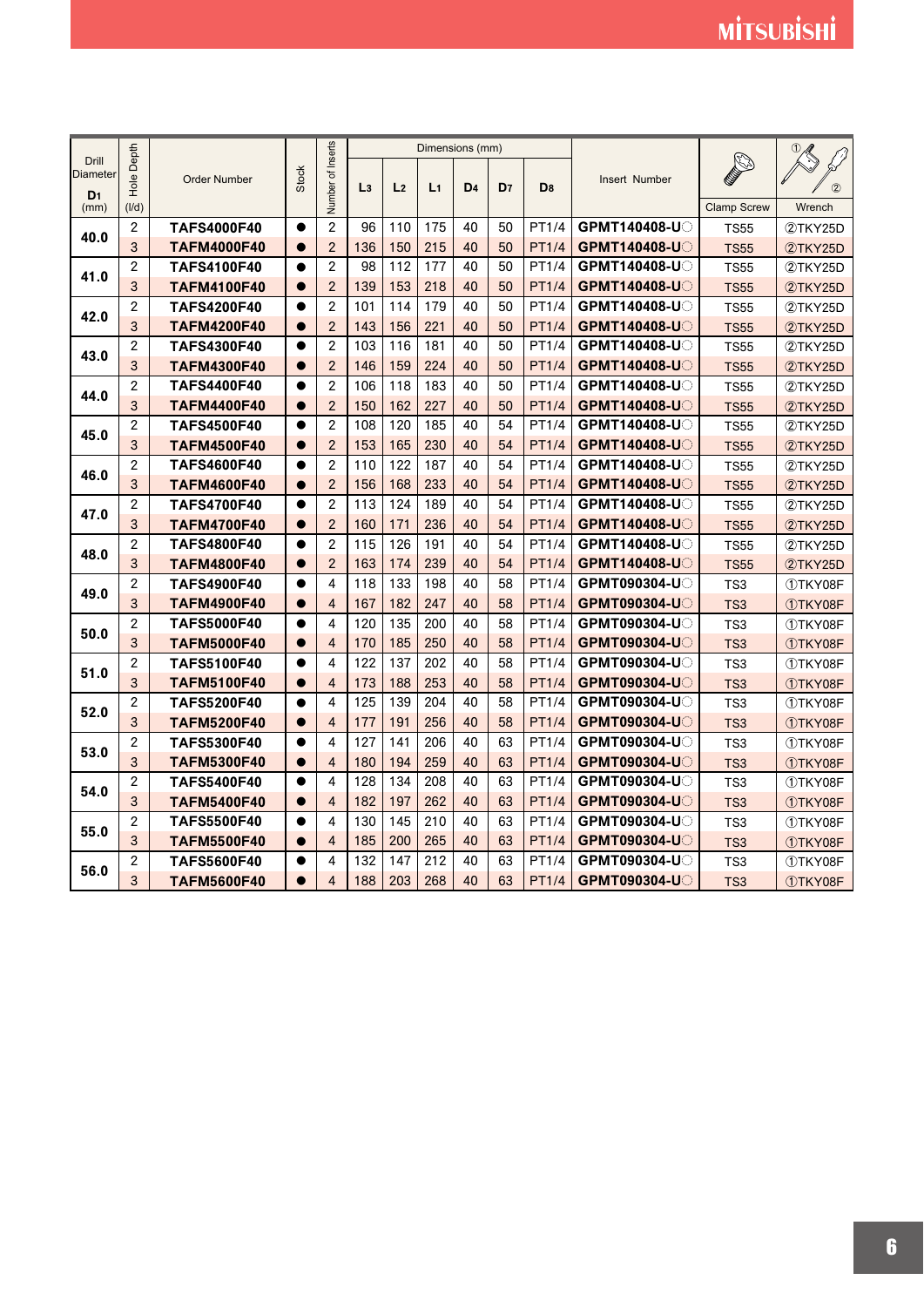| Drill Diameter $D_1$ (mm) | Hole Depth (l/d) | Order Number | Stock | Number of Inserts | Dimensions (mm) | | | | | | Insert Number | Clamp Screw | Wrench |
|---|---|---|---|---|---|---|---|---|---|---|---|---|---|
| | | | | | $L_3$ | $L_2$ | $L_1$ | $D_4$ | $D_7$ | $D_8$ | | | |
| 40.0 | 2 | **TAFS4000F40** | ● | 2 | 96 | 110 | 175 | 40 | 50 | PT1/4 | **GPMT140408-U○** | TS55 | ②TKY25D |
| | 3 | **TAFM4000F40** | ● | 2 | 136 | 150 | 215 | 40 | 50 | PT1/4 | **GPMT140408-U○** | TS55 | ②TKY25D |
| 41.0 | 2 | **TAFS4100F40** | ● | 2 | 98 | 112 | 177 | 40 | 50 | PT1/4 | **GPMT140408-U○** | TS55 | ②TKY25D |
| | 3 | **TAFM4100F40** | ● | 2 | 139 | 153 | 218 | 40 | 50 | PT1/4 | **GPMT140408-U○** | TS55 | ②TKY25D |
| 42.0 | 2 | **TAFS4200F40** | ● | 2 | 101 | 114 | 179 | 40 | 50 | PT1/4 | **GPMT140408-U○** | TS55 | ②TKY25D |
| | 3 | **TAFM4200F40** | ● | 2 | 143 | 156 | 221 | 40 | 50 | PT1/4 | **GPMT140408-U○** | TS55 | ②TKY25D |
| 43.0 | 2 | **TAFS4300F40** | ● | 2 | 103 | 116 | 181 | 40 | 50 | PT1/4 | **GPMT140408-U○** | TS55 | ②TKY25D |
| | 3 | **TAFM4300F40** | ● | 2 | 146 | 159 | 224 | 40 | 50 | PT1/4 | **GPMT140408-U○** | TS55 | ②TKY25D |
| 44.0 | 2 | **TAFS4400F40** | ● | 2 | 106 | 118 | 183 | 40 | 50 | PT1/4 | **GPMT140408-U○** | TS55 | ②TKY25D |
| | 3 | **TAFM4400F40** | ● | 2 | 150 | 162 | 227 | 40 | 50 | PT1/4 | **GPMT140408-U○** | TS55 | ②TKY25D |
| 45.0 | 2 | **TAFS4500F40** | ● | 2 | 108 | 120 | 185 | 40 | 54 | PT1/4 | **GPMT140408-U○** | TS55 | ②TKY25D |
| | 3 | **TAFM4500F40** | ● | 2 | 153 | 165 | 230 | 40 | 54 | PT1/4 | **GPMT140408-U○** | TS55 | ②TKY25D |
| 46.0 | 2 | **TAFS4600F40** | ● | 2 | 110 | 122 | 187 | 40 | 54 | PT1/4 | **GPMT140408-U○** | TS55 | ②TKY25D |
| | 3 | **TAFM4600F40** | ● | 2 | 156 | 168 | 233 | 40 | 54 | PT1/4 | **GPMT140408-U○** | TS55 | ②TKY25D |
| 47.0 | 2 | **TAFS4700F40** | ● | 2 | 113 | 124 | 189 | 40 | 54 | PT1/4 | **GPMT140408-U○** | TS55 | ②TKY25D |
| | 3 | **TAFM4700F40** | ● | 2 | 160 | 171 | 236 | 40 | 54 | PT1/4 | **GPMT140408-U○** | TS55 | ②TKY25D |
| 48.0 | 2 | **TAFS4800F40** | ● | 2 | 115 | 126 | 191 | 40 | 54 | PT1/4 | **GPMT140408-U○** | TS55 | ②TKY25D |
| | 3 | **TAFM4800F40** | ● | 2 | 163 | 174 | 239 | 40 | 54 | PT1/4 | **GPMT140408-U○** | TS55 | ②TKY25D |
| 49.0 | 2 | **TAFS4900F40** | ● | 4 | 118 | 133 | 198 | 40 | 58 | PT1/4 | **GPMT090304-U○** | TS3 | ①TKY08F |
| | 3 | **TAFM4900F40** | ● | 4 | 167 | 182 | 247 | 40 | 58 | PT1/4 | **GPMT090304-U○** | TS3 | ①TKY08F |
| 50.0 | 2 | **TAFS5000F40** | ● | 4 | 120 | 135 | 200 | 40 | 58 | PT1/4 | **GPMT090304-U○** | TS3 | ①TKY08F |
| | 3 | **TAFM5000F40** | ● | 4 | 170 | 185 | 250 | 40 | 58 | PT1/4 | **GPMT090304-U○** | TS3 | ①TKY08F |
| 51.0 | 2 | **TAFS5100F40** | ● | 4 | 122 | 137 | 202 | 40 | 58 | PT1/4 | **GPMT090304-U○** | TS3 | ①TKY08F |
| | 3 | **TAFM5100F40** | ● | 4 | 173 | 188 | 253 | 40 | 58 | PT1/4 | **GPMT090304-U○** | TS3 | ①TKY08F |
| 52.0 | 2 | **TAFS5200F40** | ● | 4 | 125 | 139 | 204 | 40 | 58 | PT1/4 | **GPMT090304-U○** | TS3 | ①TKY08F |
| | 3 | **TAFM5200F40** | ● | 4 | 177 | 191 | 256 | 40 | 58 | PT1/4 | **GPMT090304-U○** | TS3 | ①TKY08F |
| 53.0 | 2 | **TAFS5300F40** | ● | 4 | 127 | 141 | 206 | 40 | 63 | PT1/4 | **GPMT090304-U○** | TS3 | ①TKY08F |
| | 3 | **TAFM5300F40** | ● | 4 | 180 | 194 | 259 | 40 | 63 | PT1/4 | **GPMT090304-U○** | TS3 | ①TKY08F |
| 54.0 | 2 | **TAFS5400F40** | ● | 4 | 128 | 134 | 208 | 40 | 63 | PT1/4 | **GPMT090304-U○** | TS3 | ①TKY08F |
| | 3 | **TAFM5400F40** | ● | 4 | 182 | 197 | 262 | 40 | 63 | PT1/4 | **GPMT090304-U○** | TS3 | ①TKY08F |
| 55.0 | 2 | **TAFS5500F40** | ● | 4 | 130 | 145 | 210 | 40 | 63 | PT1/4 | **GPMT090304-U○** | TS3 | ①TKY08F |
| | 3 | **TAFM5500F40** | ● | 4 | 185 | 200 | 265 | 40 | 63 | PT1/4 | **GPMT090304-U○** | TS3 | ①TKY08F |
| 56.0 | 2 | **TAFS5600F40** | ● | 4 | 132 | 147 | 212 | 40 | 63 | PT1/4 | **GPMT090304-U○** | TS3 | ①TKY08F |
| | 3 | **TAFM5600F40** | ● | 4 | 188 | 203 | 268 | 40 | 63 | PT1/4 | **GPMT090304-U○** | TS3 | ①TKY08F |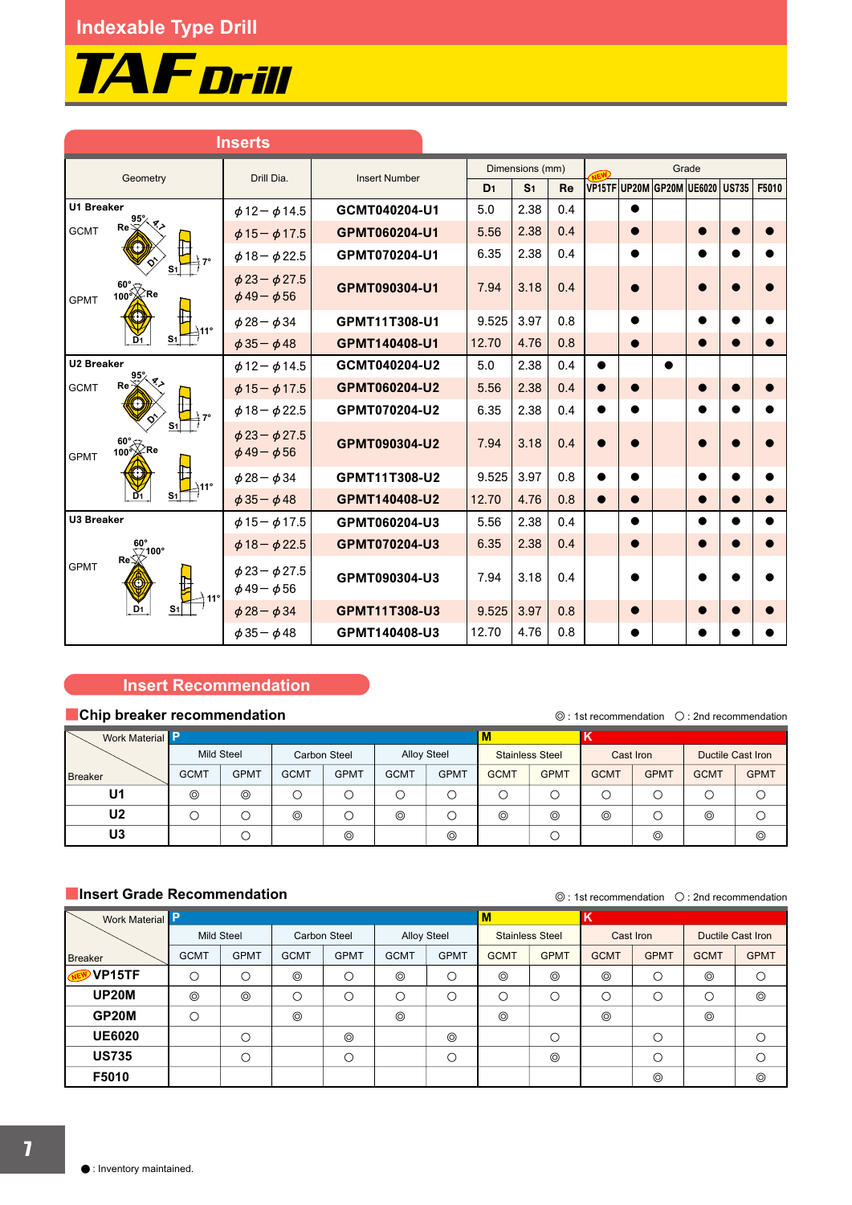# Indexable Type Drill

## TAF Drill

## Inserts

| Geometry | Drill Dia. | Insert Number | D1 | S1 | Re | VP15TF (NEW) | UP20M | GP20M | UE6020 | US735 | F5010 |
|---|---|---|---|---|---|---|---|---|---|---|---|
| U1 Breaker GCMT | ϕ12－ϕ14.5 | GCMT040204-U1 | 5.0 | 2.38 | 0.4 | | ● | | | | |
| | ϕ15－ϕ17.5 | GPMT060204-U1 | 5.56 | 2.38 | 0.4 | | ● | | ● | ● | ● |
| | ϕ18－ϕ22.5 | GPMT070204-U1 | 6.35 | 2.38 | 0.4 | | ● | | ● | ● | ● |
| GPMT | ϕ23－ϕ27.5 ϕ49－ϕ56 | GPMT090304-U1 | 7.94 | 3.18 | 0.4 | | ● | | ● | ● | ● |
| | ϕ28－ϕ34 | GPMT11T308-U1 | 9.525 | 3.97 | 0.8 | | ● | | ● | ● | ● |
| | ϕ35－ϕ48 | GPMT140408-U1 | 12.70 | 4.76 | 0.8 | | ● | | ● | ● | ● |
| U2 Breaker GCMT | ϕ12－ϕ14.5 | GCMT040204-U2 | 5.0 | 2.38 | 0.4 | ● | | ● | | | |
| | ϕ15－ϕ17.5 | GPMT060204-U2 | 5.56 | 2.38 | 0.4 | ● | ● | | ● | ● | ● |
| | ϕ18－ϕ22.5 | GPMT070204-U2 | 6.35 | 2.38 | 0.4 | ● | ● | | ● | ● | ● |
| GPMT | ϕ23－ϕ27.5 ϕ49－ϕ56 | GPMT090304-U2 | 7.94 | 3.18 | 0.4 | ● | ● | | ● | ● | ● |
| | ϕ28－ϕ34 | GPMT11T308-U2 | 9.525 | 3.97 | 0.8 | ● | ● | | ● | ● | ● |
| | ϕ35－ϕ48 | GPMT140408-U2 | 12.70 | 4.76 | 0.8 | ● | ● | | ● | ● | ● |
| U3 Breaker GPMT | ϕ15－ϕ17.5 | GPMT060204-U3 | 5.56 | 2.38 | 0.4 | | ● | | ● | ● | ● |
| | ϕ18－ϕ22.5 | GPMT070204-U3 | 6.35 | 2.38 | 0.4 | | ● | | ● | ● | ● |
| | ϕ23－ϕ27.5 ϕ49－ϕ56 | GPMT090304-U3 | 7.94 | 3.18 | 0.4 | | ● | | ● | ● | ● |
| | ϕ28－ϕ34 | GPMT11T308-U3 | 9.525 | 3.97 | 0.8 | | ● | | ● | ● | ● |
| | ϕ35－ϕ48 | GPMT140408-U3 | 12.70 | 4.76 | 0.8 | | ● | | ● | ● | ● |

## Insert Recommendation

### Chip breaker recommendation

◎ : 1st recommendation ○ : 2nd recommendation

| Work Material / Breaker | P Mild Steel GCMT | P Mild Steel GPMT | P Carbon Steel GCMT | P Carbon Steel GPMT | P Alloy Steel GCMT | P Alloy Steel GPMT | M Stainless Steel GCMT | M Stainless Steel GPMT | K Cast Iron GCMT | K Cast Iron GPMT | K Ductile Cast Iron GCMT | K Ductile Cast Iron GPMT |
|---|---|---|---|---|---|---|---|---|---|---|---|---|
| U1 | ◎ | ◎ | ○ | ○ | ○ | ○ | ○ | ○ | ○ | ○ | ○ | ○ |
| U2 | ○ | ○ | ◎ | ○ | ◎ | ○ | ◎ | ◎ | ◎ | ○ | ◎ | ○ |
| U3 | | ○ | | ◎ | | ◎ | | ○ | | ◎ | | ◎ |

### Insert Grade Recommendation

◎ : 1st recommendation ○ : 2nd recommendation

| Work Material / Breaker | P Mild Steel GCMT | P Mild Steel GPMT | P Carbon Steel GCMT | P Carbon Steel GPMT | P Alloy Steel GCMT | P Alloy Steel GPMT | M Stainless Steel GCMT | M Stainless Steel GPMT | K Cast Iron GCMT | K Cast Iron GPMT | K Ductile Cast Iron GCMT | K Ductile Cast Iron GPMT |
|---|---|---|---|---|---|---|---|---|---|---|---|---|
| VP15TF (NEW) | ○ | ○ | ◎ | ○ | ◎ | ○ | ◎ | ◎ | ◎ | ○ | ◎ | ○ |
| UP20M | ◎ | ◎ | ○ | ○ | ○ | ○ | ○ | ○ | ○ | ○ | ○ | ◎ |
| GP20M | ○ | | ◎ | | ◎ | | ◎ | | ◎ | | ◎ | |
| UE6020 | | ○ | | ◎ | | ◎ | | ○ | | ○ | | ○ |
| US735 | | ○ | | ○ | | ○ | | ◎ | | ○ | | ○ |
| F5010 | | | | | | | | | | ◎ | | ◎ |

● : Inventory maintained.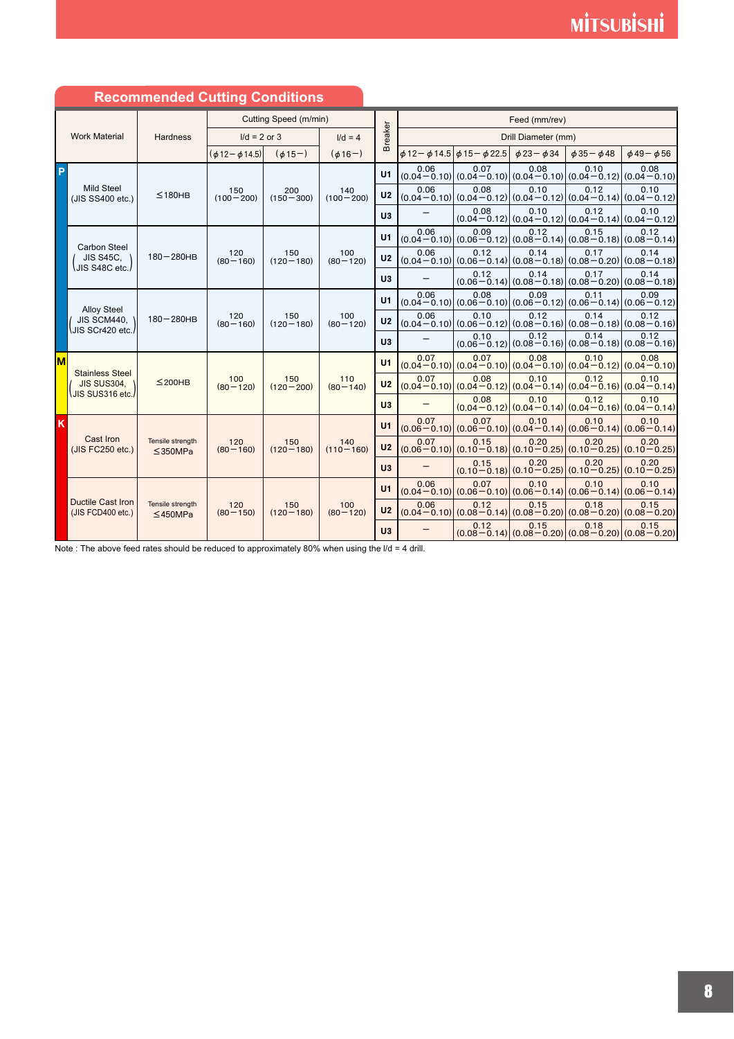## Recommended Cutting Conditions

| | Work Material | Hardness | Cutting Speed (m/min) | | | Breaker | Feed (mm/rev) | | | | |
|---|---|---|---|---|---|---|---|---|---|---|---|
| | | | l/d = 2 or 3 | | l/d = 4 | | Drill Diameter (mm) | | | | |
| | | | (φ12−φ14.5) | (φ15−) | (φ16−) | | φ12−φ14.5 | φ15−φ22.5 | φ23−φ34 | φ35−φ48 | φ49−φ56 |
| P | Mild Steel (JIS SS400 etc.) | ≤180HB | 150 (100−200) | 200 (150−300) | 140 (100−200) | U1 | 0.06 (0.04−0.10) | 0.07 (0.04−0.10) | 0.08 (0.04−0.10) | 0.10 (0.04−0.12) | 0.08 (0.04−0.10) |
| | | | | | | U2 | 0.06 (0.04−0.10) | 0.08 (0.04−0.12) | 0.10 (0.04−0.12) | 0.12 (0.04−0.14) | 0.10 (0.04−0.12) |
| | | | | | | U3 | − | 0.08 (0.04−0.12) | 0.10 (0.04−0.12) | 0.12 (0.04−0.14) | 0.10 (0.04−0.12) |
| | Carbon Steel (JIS S45C, JIS S48C etc.) | 180−280HB | 120 (80−160) | 150 (120−180) | 100 (80−120) | U1 | 0.06 (0.04−0.10) | 0.09 (0.06−0.12) | 0.12 (0.08−0.14) | 0.15 (0.08−0.18) | 0.12 (0.08−0.14) |
| | | | | | | U2 | 0.06 (0.04−0.10) | 0.12 (0.06−0.14) | 0.14 (0.08−0.18) | 0.17 (0.08−0.20) | 0.14 (0.08−0.18) |
| | | | | | | U3 | − | 0.12 (0.06−0.14) | 0.14 (0.08−0.18) | 0.17 (0.08−0.20) | 0.14 (0.08−0.18) |
| | Alloy Steel (JIS SCM440, JIS SCr420 etc.) | 180−280HB | 120 (80−160) | 150 (120−180) | 100 (80−120) | U1 | 0.06 (0.04−0.10) | 0.08 (0.06−0.10) | 0.09 (0.06−0.12) | 0.11 (0.06−0.14) | 0.09 (0.06−0.12) |
| | | | | | | U2 | 0.06 (0.04−0.10) | 0.10 (0.06−0.12) | 0.12 (0.08−0.16) | 0.14 (0.08−0.18) | 0.12 (0.08−0.16) |
| | | | | | | U3 | − | 0.10 (0.06−0.12) | 0.12 (0.08−0.16) | 0.14 (0.08−0.18) | 0.12 (0.08−0.16) |
| M | Stainless Steel (JIS SUS304, JIS SUS316 etc.) | ≤200HB | 100 (80−120) | 150 (120−200) | 110 (80−140) | U1 | 0.07 (0.04−0.10) | 0.07 (0.04−0.10) | 0.08 (0.04−0.10) | 0.10 (0.04−0.12) | 0.08 (0.04−0.10) |
| | | | | | | U2 | 0.07 (0.04−0.10) | 0.08 (0.04−0.12) | 0.10 (0.04−0.14) | 0.12 (0.04−0.16) | 0.10 (0.04−0.14) |
| | | | | | | U3 | − | 0.08 (0.04−0.12) | 0.10 (0.04−0.14) | 0.12 (0.04−0.16) | 0.10 (0.04−0.14) |
| K | Cast Iron (JIS FC250 etc.) | Tensile strength ≤350MPa | 120 (80−160) | 150 (120−180) | 140 (110−160) | U1 | 0.07 (0.06−0.10) | 0.07 (0.06−0.10) | 0.10 (0.04−0.14) | 0.10 (0.06−0.14) | 0.10 (0.06−0.14) |
| | | | | | | U2 | 0.07 (0.06−0.10) | 0.15 (0.10−0.18) | 0.20 (0.10−0.25) | 0.20 (0.10−0.25) | 0.20 (0.10−0.25) |
| | | | | | | U3 | − | 0.15 (0.10−0.18) | 0.20 (0.10−0.25) | 0.20 (0.10−0.25) | 0.20 (0.10−0.25) |
| | Ductile Cast Iron (JIS FCD400 etc.) | Tensile strength ≤450MPa | 120 (80−150) | 150 (120−180) | 100 (80−120) | U1 | 0.06 (0.04−0.10) | 0.07 (0.06−0.10) | 0.10 (0.06−0.14) | 0.10 (0.06−0.14) | 0.10 (0.06−0.14) |
| | | | | | | U2 | 0.06 (0.04−0.10) | 0.12 (0.08−0.14) | 0.15 (0.08−0.20) | 0.18 (0.08−0.20) | 0.15 (0.08−0.20) |
| | | | | | | U3 | − | 0.12 (0.08−0.14) | 0.15 (0.08−0.20) | 0.18 (0.08−0.20) | 0.15 (0.08−0.20) |

Note : The above feed rates should be reduced to approximately 80% when using the l/d = 4 drill.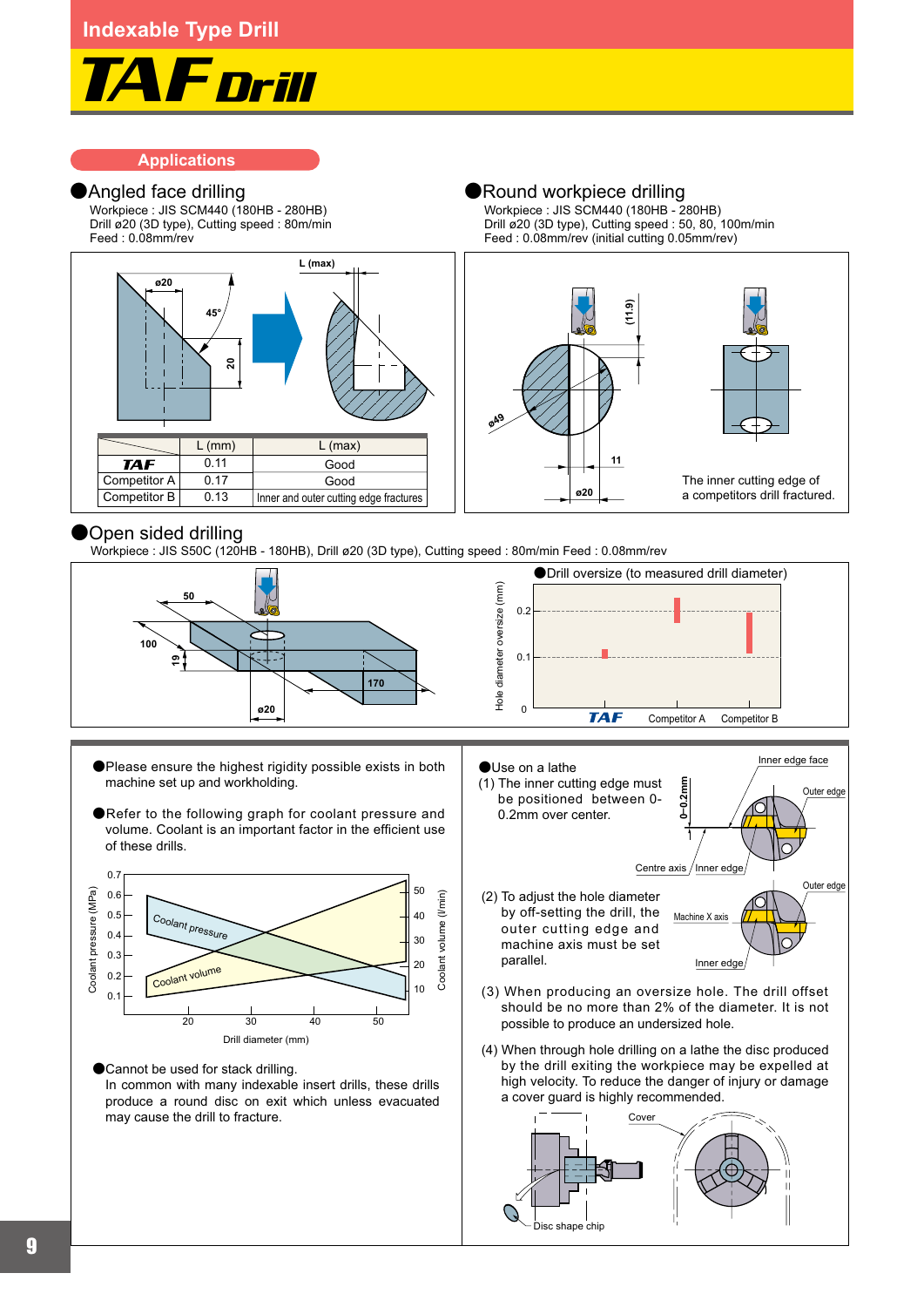# Indexable Type Drill

# TAF Drill

## Applications

### ●Angled face drilling

Workpiece : JIS SCM440 (180HB - 280HB)
Drill ø20 (3D type), Cutting speed : 80m/min
Feed : 0.08mm/rev

|  | L (mm) | L (max) |
|---|---|---|
| TAF | 0.11 | Good |
| Competitor A | 0.17 | Good |
| Competitor B | 0.13 | Inner and outer cutting edge fractures |

### ●Round workpiece drilling

Workpiece : JIS SCM440 (180HB - 280HB)
Drill ø20 (3D type), Cutting speed : 50, 80, 100m/min
Feed : 0.08mm/rev (initial cutting 0.05mm/rev)

The inner cutting edge of a competitors drill fractured.

### ●Open sided drilling

Workpiece : JIS S50C (120HB - 180HB), Drill ø20 (3D type), Cutting speed : 80m/min Feed : 0.08mm/rev

●Drill oversize (to measured drill diameter)

---

●Please ensure the highest rigidity possible exists in both machine set up and workholding.

●Refer to the following graph for coolant pressure and volume. Coolant is an important factor in the efficient use of these drills.

●Cannot be used for stack drilling.
In common with many indexable insert drills, these drills produce a round disc on exit which unless evacuated may cause the drill to fracture.

●Use on a lathe

(1) The inner cutting edge must be positioned between 0-0.2mm over center.

(2) To adjust the hole diameter by off-setting the drill, the outer cutting edge and machine axis must be set parallel.

(3) When producing an oversize hole. The drill offset should be no more than 2% of the diameter. It is not possible to produce an undersized hole.

(4) When through hole drilling on a lathe the disc produced by the drill exiting the workpiece may be expelled at high velocity. To reduce the danger of injury or damage a cover guard is highly recommended.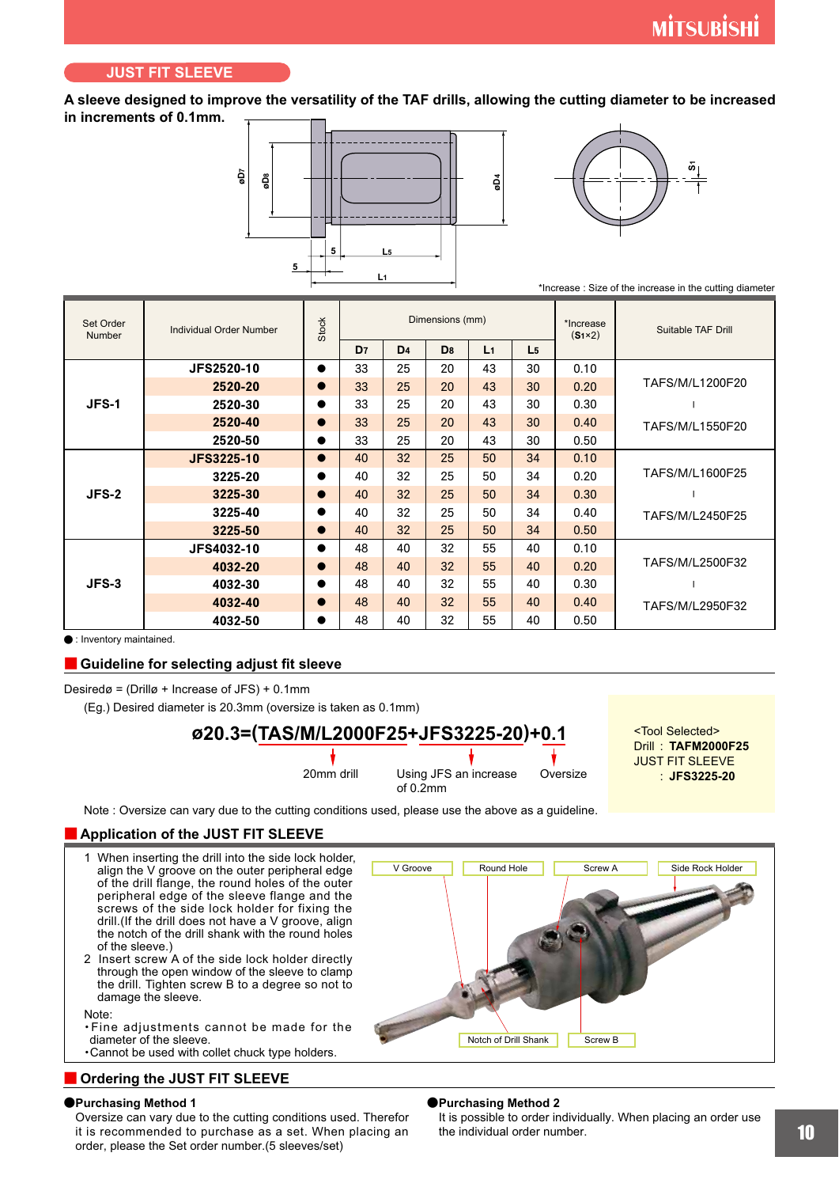## JUST FIT SLEEVE

**A sleeve designed to improve the versatility of the TAF drills, allowing the cutting diameter to be increased in increments of 0.1mm.**

*Increase : Size of the increase in the cutting diameter

| Set Order Number | Individual Order Number | Stock | Dimensions (mm) | | | | | *Increase ($S_1$×2) | Suitable TAF Drill |
|---|---|---|---|---|---|---|---|---|---|
| | | | $D_7$ | $D_4$ | $D_8$ | $L_1$ | $L_5$ | | |
| JFS-1 | JFS2520-10 | ● | 33 | 25 | 20 | 43 | 30 | 0.10 | TAFS/M/L1200F20 ～ TAFS/M/L1550F20 |
| | 2520-20 | ● | 33 | 25 | 20 | 43 | 30 | 0.20 | |
| | 2520-30 | ● | 33 | 25 | 20 | 43 | 30 | 0.30 | |
| | 2520-40 | ● | 33 | 25 | 20 | 43 | 30 | 0.40 | |
| | 2520-50 | ● | 33 | 25 | 20 | 43 | 30 | 0.50 | |
| JFS-2 | JFS3225-10 | ● | 40 | 32 | 25 | 50 | 34 | 0.10 | TAFS/M/L1600F25 ～ TAFS/M/L2450F25 |
| | 3225-20 | ● | 40 | 32 | 25 | 50 | 34 | 0.20 | |
| | 3225-30 | ● | 40 | 32 | 25 | 50 | 34 | 0.30 | |
| | 3225-40 | ● | 40 | 32 | 25 | 50 | 34 | 0.40 | |
| | 3225-50 | ● | 40 | 32 | 25 | 50 | 34 | 0.50 | |
| JFS-3 | JFS4032-10 | ● | 48 | 40 | 32 | 55 | 40 | 0.10 | TAFS/M/L2500F32 ～ TAFS/M/L2950F32 |
| | 4032-20 | ● | 48 | 40 | 32 | 55 | 40 | 0.20 | |
| | 4032-30 | ● | 48 | 40 | 32 | 55 | 40 | 0.30 | |
| | 4032-40 | ● | 48 | 40 | 32 | 55 | 40 | 0.40 | |
| | 4032-50 | ● | 48 | 40 | 32 | 55 | 40 | 0.50 | |

● : Inventory maintained.

### Guideline for selecting adjust fit sleeve

Desiredø = (Drillø + Increase of JFS) + 0.1mm

(Eg.) Desired diameter is 20.3mm (oversize is taken as 0.1mm)

**ø20.3=(TAS/M/L2000F25+JFS3225-20)+0.1**

- TAS/M/L2000F25: 20mm drill
- JFS3225-20: Using JFS an increase of 0.2mm
- 0.1: Oversize

<Tool Selected>
Drill : **TAFM2000F25**
JUST FIT SLEEVE : **JFS3225-20**

Note : Oversize can vary due to the cutting conditions used, please use the above as a guideline.

### Application of the JUST FIT SLEEVE

1. When inserting the drill into the side lock holder, align the V groove on the outer peripheral edge of the drill flange, the round holes of the outer peripheral edge of the sleeve flange and the screws of the side lock holder for fixing the drill.(If the drill does not have a V groove, align the notch of the drill shank with the round holes of the sleeve.)
2. Insert screw A of the side lock holder directly through the open window of the sleeve to clamp the drill. Tighten screw B to a degree so not to damage the sleeve.

Note:
- Fine adjustments cannot be made for the diameter of the sleeve.
- Cannot be used with collet chuck type holders.

V Groove / Round Hole / Screw A / Side Rock Holder / Notch of Drill Shank / Screw B

### Ordering the JUST FIT SLEEVE

**●Purchasing Method 1**
Oversize can vary due to the cutting conditions used. Therefor it is recommended to purchase as a set. When placing an order, please the Set order number.(5 sleeves/set)

**●Purchasing Method 2**
It is possible to order individually. When placing an order use the individual order number.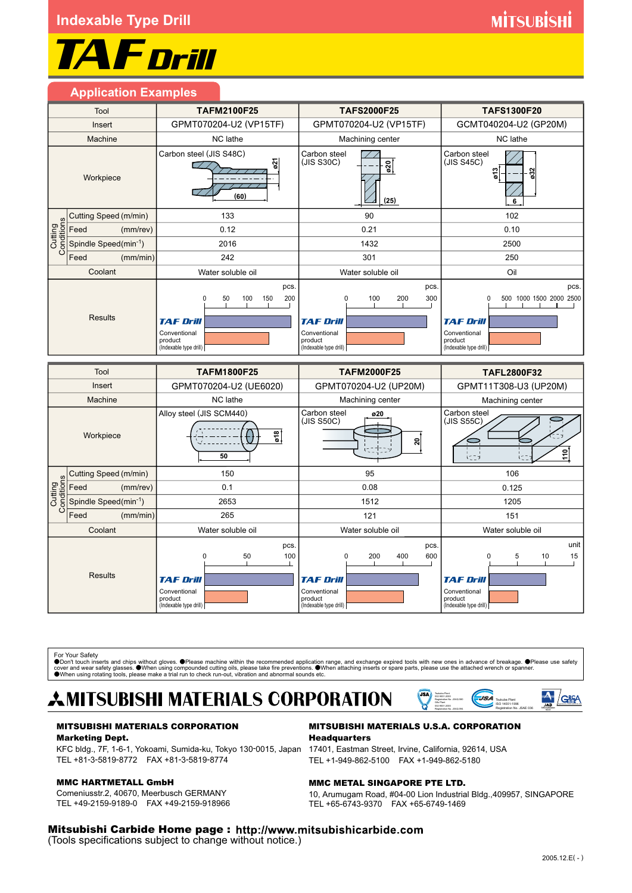Indexable Type Drill

# TAF Drill

## Application Examples

| Tool | TAFM2100F25 | TAFS2000F25 | TAFS1300F20 |
|---|---|---|---|
| Insert | GPMT070204-U2 (VP15TF) | GPMT070204-U2 (VP15TF) | GCMT040204-U2 (GP20M) |
| Machine | NC lathe | Machining center | NC lathe |
| Workpiece | Carbon steel (JIS S48C) ø21 (60) | Carbon steel (JIS S30C) ø20 (25) | Carbon steel (JIS S45C) ø13 ø32 6 |
| Cutting Conditions: Cutting Speed (m/min) | 133 | 90 | 102 |
| Cutting Conditions: Feed (mm/rev) | 0.12 | 0.21 | 0.10 |
| Cutting Conditions: Spindle Speed ($min^{-1}$) | 2016 | 1432 | 2500 |
| Cutting Conditions: Feed (mm/min) | 242 | 301 | 250 |
| Coolant | Water soluble oil | Water soluble oil | Oil |
| Results | pcs. 0 50 100 150 200 TAF Drill / Conventional product (Indexable type drill) | pcs. 0 100 200 300 TAF Drill / Conventional product (Indexable type drill) | pcs. 0 500 1000 1500 2000 2500 TAF Drill / Conventional product (Indexable type drill) |

| Tool | TAFM1800F25 | TAFM2000F25 | TAFL2800F32 |
|---|---|---|---|
| Insert | GPMT070204-U2 (UE6020) | GPMT070204-U2 (UP20M) | GPMT11T308-U3 (UP20M) |
| Machine | NC lathe | Machining center | Machining center |
| Workpiece | Alloy steel (JIS SCM440) ø18 50 | Carbon steel (JIS S50C) ø20 20 | Carbon steel (JIS S55C) 110 |
| Cutting Conditions: Cutting Speed (m/min) | 150 | 95 | 106 |
| Cutting Conditions: Feed (mm/rev) | 0.1 | 0.08 | 0.125 |
| Cutting Conditions: Spindle Speed ($min^{-1}$) | 2653 | 1512 | 1205 |
| Cutting Conditions: Feed (mm/min) | 265 | 121 | 151 |
| Coolant | Water soluble oil | Water soluble oil | Water soluble oil |
| Results | pcs. 0 50 100 TAF Drill / Conventional product (Indexable type drill) | pcs. 0 200 400 600 TAF Drill / Conventional product (Indexable type drill) | unit 0 5 10 15 TAF Drill / Conventional product (Indexable type drill) |

For Your Safety
●Don't touch inserts and chips without gloves. ●Please machine within the recommended application range, and exchange expired tools with new ones in advance of breakage. ●Please use safety cover and wear safety glasses. ●When using compounded cutting oils, please take fire preventions. ●When attaching inserts or spare parts, please use the attached wrench or spanner. ●When using rotating tools, please make a trial run to check run-out, vibration and abnormal sounds etc.

# MITSUBISHI MATERIALS CORPORATION

**MITSUBISHI MATERIALS CORPORATION**
**Marketing Dept.**
KFC bldg., 7F, 1-6-1, Yokoami, Sumida-ku, Tokyo 130-0015, Japan
TEL +81-3-5819-8772 FAX +81-3-5819-8774

**MITSUBISHI MATERIALS U.S.A. CORPORATION**
**Headquarters**
17401, Eastman Street, Irvine, California, 92614, USA
TEL +1-949-862-5100 FAX +1-949-862-5180

**MMC HARTMETALL GmbH**
Comeniusstr.2, 40670, Meerbusch GERMANY
TEL +49-2159-9189-0 FAX +49-2159-918966

**MMC METAL SINGAPORE PTE LTD.**
10, Arumugam Road, #04-00 Lion Industrial Bldg.,409957, SINGAPORE
TEL +65-6743-9370 FAX +65-6749-1469

**Mitsubishi Carbide Home page : http://www.mitsubishicarbide.com**
(Tools specifications subject to change without notice.)

2005.12.E( - )